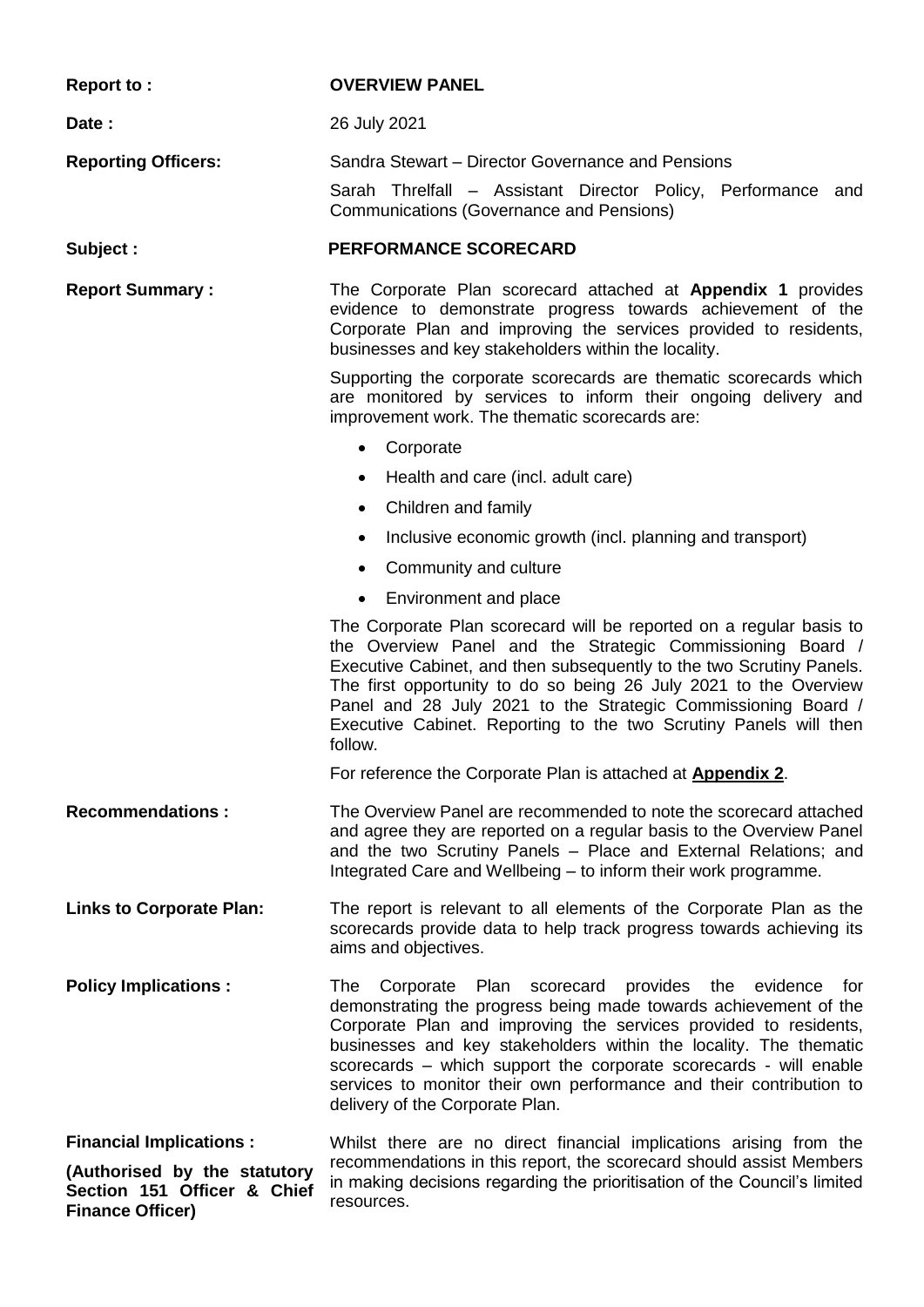**Report to :** **OVERVIEW PANEL**

**Date :** 26 July 2021

**Reporting Officers:** Sandra Stewart – Director Governance and Pensions

Sarah Threlfall – Assistant Director Policy, Performance and Communications (Governance and Pensions)

**Subject :** **PERFORMANCE SCORECARD**

**Report Summary :**

The Corporate Plan scorecard attached at **Appendix 1** provides evidence to demonstrate progress towards achievement of the Corporate Plan and improving the services provided to residents, businesses and key stakeholders within the locality.

Supporting the corporate scorecards are thematic scorecards which are monitored by services to inform their ongoing delivery and improvement work. The thematic scorecards are:

- Corporate
- Health and care (incl. adult care)
- Children and family
- Inclusive economic growth (incl. planning and transport)
- Community and culture
- Environment and place

The Corporate Plan scorecard will be reported on a regular basis to the Overview Panel and the Strategic Commissioning Board / Executive Cabinet, and then subsequently to the two Scrutiny Panels. The first opportunity to do so being 26 July 2021 to the Overview Panel and 28 July 2021 to the Strategic Commissioning Board / Executive Cabinet. Reporting to the two Scrutiny Panels will then follow.

For reference the Corporate Plan is attached at **Appendix 2**.

**Recommendations :**

The Overview Panel are recommended to note the scorecard attached and agree they are reported on a regular basis to the Overview Panel and the two Scrutiny Panels – Place and External Relations; and Integrated Care and Wellbeing – to inform their work programme.

**Links to Corporate Plan:**

The report is relevant to all elements of the Corporate Plan as the scorecards provide data to help track progress towards achieving its aims and objectives.

**Policy Implications :**

The Corporate Plan scorecard provides the evidence for demonstrating the progress being made towards achievement of the Corporate Plan and improving the services provided to residents, businesses and key stakeholders within the locality. The thematic scorecards – which support the corporate scorecards - will enable services to monitor their own performance and their contribution to delivery of the Corporate Plan.

**Financial Implications :**

**(Authorised by the statutory Section 151 Officer & Chief Finance Officer)**

Whilst there are no direct financial implications arising from the recommendations in this report, the scorecard should assist Members in making decisions regarding the prioritisation of the Council's limited resources.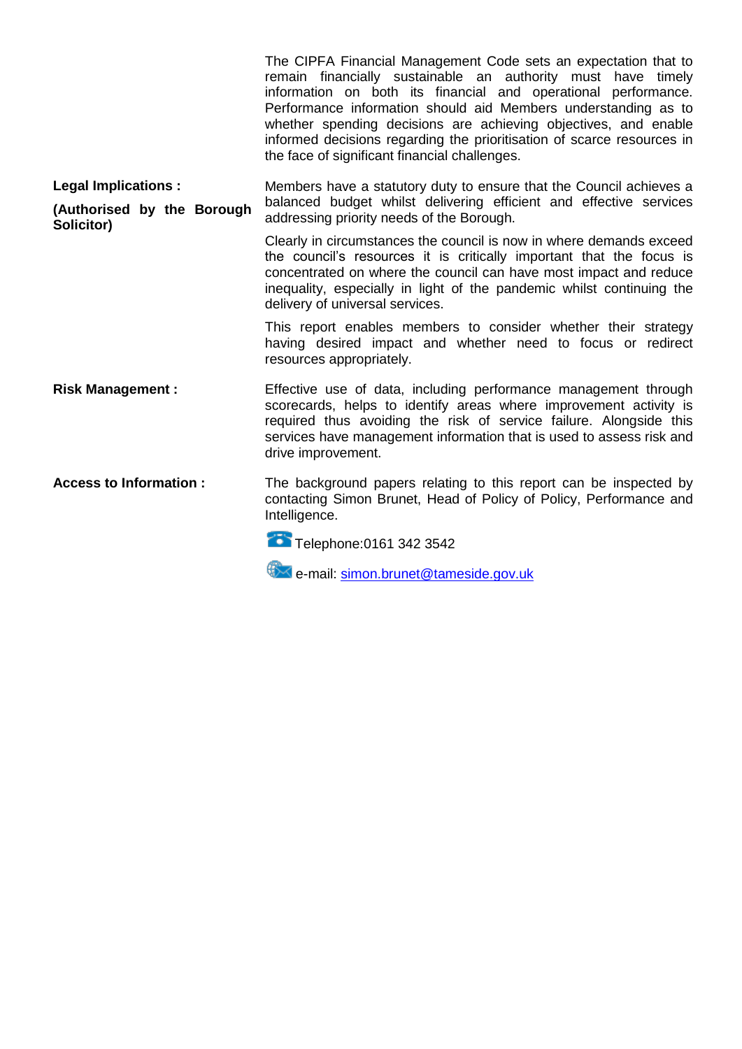| | |
|---|---|
| | The CIPFA Financial Management Code sets an expectation that to remain financially sustainable an authority must have timely information on both its financial and operational performance. Performance information should aid Members understanding as to whether spending decisions are achieving objectives, and enable informed decisions regarding the prioritisation of scarce resources in the face of significant financial challenges. |
| **Legal Implications :**<br><br>**(Authorised by the Borough Solicitor)** | Members have a statutory duty to ensure that the Council achieves a balanced budget whilst delivering efficient and effective services addressing priority needs of the Borough.<br><br>Clearly in circumstances the council is now in where demands exceed the council's resources it is critically important that the focus is concentrated on where the council can have most impact and reduce inequality, especially in light of the pandemic whilst continuing the delivery of universal services.<br><br>This report enables members to consider whether their strategy having desired impact and whether need to focus or redirect resources appropriately. |
| **Risk Management :** | Effective use of data, including performance management through scorecards, helps to identify areas where improvement activity is required thus avoiding the risk of service failure. Alongside this services have management information that is used to assess risk and drive improvement. |
| **Access to Information :** | The background papers relating to this report can be inspected by contacting Simon Brunet, Head of Policy of Policy, Performance and Intelligence.<br><br>Telephone:0161 342 3542<br><br>e-mail: simon.brunet@tameside.gov.uk |